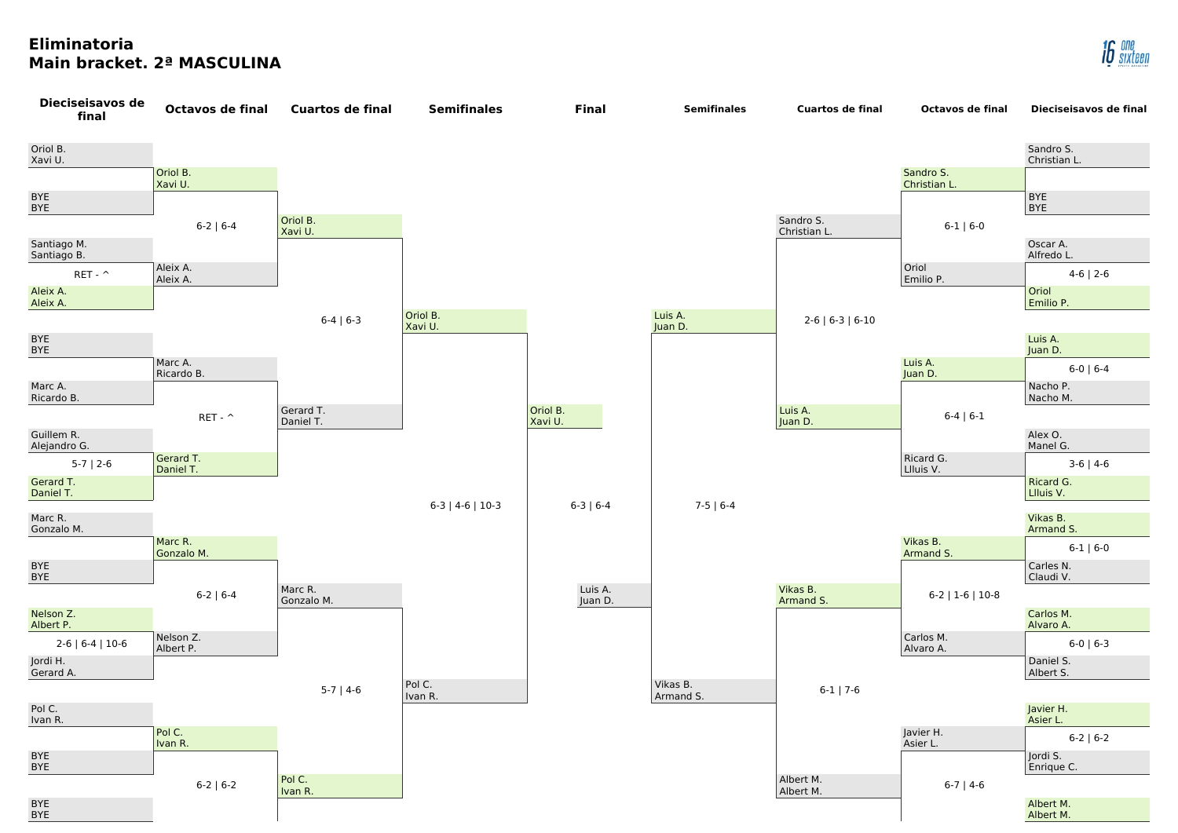# Eliminatoria
## Main bracket. 2ª MASCULINA

### Dieciseisavos de final (lado izquierdo)

| Pareja 1 | Resultado | Pareja 2 |
|---|---|---|
| Oriol B. / Xavi U. | | BYE / BYE |
| Santiago M. / Santiago B. | RET - ^ | Aleix A. / Aleix A. |
| BYE / BYE | | Marc A. / Ricardo B. |
| Guillem R. / Alejandro G. | 5-7 \| 2-6 | Gerard T. / Daniel T. |
| Marc R. / Gonzalo M. | | BYE / BYE |
| Nelson Z. / Albert P. | 2-6 \| 6-4 \| 10-6 | Jordi H. / Gerard A. |
| Pol C. / Ivan R. | | BYE / BYE |
| BYE / BYE | | |

### Octavos de final (lado izquierdo)

| Pareja 1 | Resultado | Pareja 2 |
|---|---|---|
| Oriol B. / Xavi U. | 6-2 \| 6-4 | Aleix A. / Aleix A. |
| Marc A. / Ricardo B. | RET - ^ | Gerard T. / Daniel T. |
| Marc R. / Gonzalo M. | 6-2 \| 6-4 | Nelson Z. / Albert P. |
| Pol C. / Ivan R. | 6-2 \| 6-2 | |

### Cuartos de final (lado izquierdo)

| Pareja 1 | Resultado | Pareja 2 |
|---|---|---|
| Oriol B. / Xavi U. | 6-4 \| 6-3 | Gerard T. / Daniel T. |
| Marc R. / Gonzalo M. | 5-7 \| 4-6 | Pol C. / Ivan R. |

### Semifinales (lado izquierdo)

| Pareja 1 | Resultado | Pareja 2 |
|---|---|---|
| Oriol B. / Xavi U. | 6-3 \| 4-6 \| 10-3 | Pol C. / Ivan R. |

### Final

| Pareja 1 | Resultado | Pareja 2 |
|---|---|---|
| Oriol B. / Xavi U. | 6-3 \| 6-4 | Luis A. / Juan D. |

### Semifinales (lado derecho)

| Pareja 1 | Resultado | Pareja 2 |
|---|---|---|
| Luis A. / Juan D. | 7-5 \| 6-4 | Vikas B. / Armand S. |

### Cuartos de final (lado derecho)

| Pareja 1 | Resultado | Pareja 2 |
|---|---|---|
| Sandro S. / Christian L. | 2-6 \| 6-3 \| 6-10 | Luis A. / Juan D. |
| Vikas B. / Armand S. | 6-1 \| 7-6 | Albert M. / Albert M. |

### Octavos de final (lado derecho)

| Pareja 1 | Resultado | Pareja 2 |
|---|---|---|
| Sandro S. / Christian L. | 6-1 \| 6-0 | Oriol / Emilio P. |
| Luis A. / Juan D. | 6-4 \| 6-1 | Ricard G. / Lluis V. |
| Vikas B. / Armand S. | 6-2 \| 1-6 \| 10-8 | Carlos M. / Alvaro A. |
| Javier H. / Asier L. | 6-7 \| 4-6 | |

### Dieciseisavos de final (lado derecho)

| Pareja 1 | Resultado | Pareja 2 |
|---|---|---|
| Sandro S. / Christian L. | | BYE / BYE |
| Oscar A. / Alfredo L. | 4-6 \| 2-6 | Oriol / Emilio P. |
| Luis A. / Juan D. | 6-0 \| 6-4 | Nacho P. / Nacho M. |
| Alex O. / Manel G. | 3-6 \| 4-6 | Ricard G. / Lluis V. |
| Vikas B. / Armand S. | 6-1 \| 6-0 | Carles N. / Claudi V. |
| Carlos M. / Alvaro A. | 6-0 \| 6-3 | Daniel S. / Albert S. |
| Javier H. / Asier L. | 6-2 \| 6-2 | Jordi S. / Enrique C. |
| Albert M. / Albert M. | | |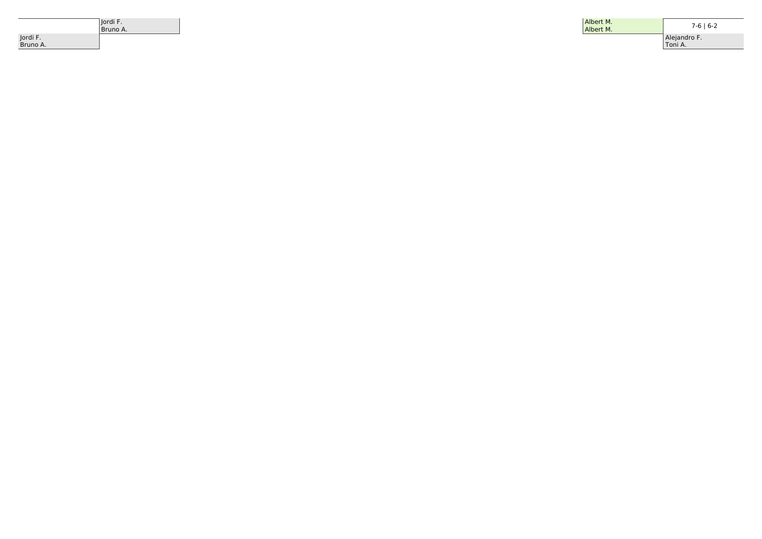Jordi F.
Bruno A.

Jordi F.
Bruno A.

Albert M.
Albert M.

7-6 | 6-2

Alejandro F.
Toni A.